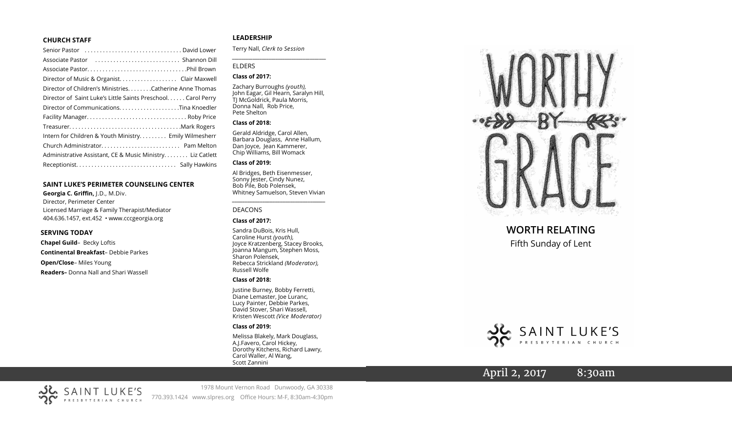## CHURCH STAFF

Senior Pastor . . . . . . . . . . . . . . . . . . . . . . . . . . . . . . . David Lower
Associate Pastor . . . . . . . . . . . . . . . . . . . . . . . . . . . Shannon Dill
Associate Pastor. . . . . . . . . . . . . . . . . . . . . . . . . . . . . . . .Phil Brown
Director of Music & Organist. . . . . . . . . . . . . . . . . . . Clair Maxwell
Director of Children's Ministries. . . . . . . .Catherine Anne Thomas
Director of Saint Luke's Little Saints Preschool. . . . . . Carol Perry
Director of Communications. . . . . . . . . . . . . . . . . . . .Tina Knoedler
Facility Manager. . . . . . . . . . . . . . . . . . . . . . . . . . . . . . . . Roby Price
Treasurer. . . . . . . . . . . . . . . . . . . . . . . . . . . . . . . . . . . .Mark Rogers
Intern for Children & Youth Ministry. . . . . . . . . Emily Wilmesherr
Church Administrator. . . . . . . . . . . . . . . . . . . . . . . . . Pam Melton
Administrative Assistant, CE & Music Ministry. . . . . . . . Liz Catlett
Receptionist. . . . . . . . . . . . . . . . . . . . . . . . . . . . . . . . Sally Hawkins

## SAINT LUKE'S PERIMETER COUNSELING CENTER

**Georgia C. Griffin,** J.D., M.Div.
Director, Perimeter Center
Licensed Marriage & Family Therapist/Mediator
404.636.1457, ext.452 • www.cccgeorgia.org

## SERVING TODAY

**Chapel Guild**– Becky Loftis
**Continental Breakfast**– Debbie Parkes
**Open/Close**– Miles Young
**Readers–** Donna Nall and Shari Wassell

## LEADERSHIP

Terry Nall, *Clerk to Session*

ELDERS

**Class of 2017:**

Zachary Burroughs *(youth),* John Eagar, Gil Hearn, Saralyn Hill, TJ McGoldrick, Paula Morris, Donna Nall, Rob Price, Pete Shelton

**Class of 2018:**

Gerald Aldridge, Carol Allen, Barbara Douglass, Anne Hallum, Dan Joyce, Jean Kammerer, Chip Williams, Bill Womack

**Class of 2019:**

Al Bridges, Beth Eisenmesser, Sonny Jester, Cindy Nunez, Bob Pile, Bob Polensek, Whitney Samuelson, Steven Vivian

DEACONS

**Class of 2017:**

Sandra DuBois, Kris Hull, Caroline Hurst *(youth),* Joyce Kratzenberg, Stacey Brooks, Joanna Mangum, Stephen Moss, Sharon Polensek, Rebecca Strickland *(Moderator),* Russell Wolfe

**Class of 2018:**

Justine Burney, Bobby Ferretti, Diane Lemaster, Joe Luranc, Lucy Painter, Debbie Parkes, David Stover, Shari Wassell, Kristen Wescott *(Vice Moderator)*

**Class of 2019:**

Melissa Blakely, Mark Douglass, A.J.Favero, Carol Hickey, Dorothy Kitchens, Richard Lawry, Carol Waller, Al Wang, Scott Zannini

SAINT LUKE'S PRESBYTERIAN CHURCH
1978 Mount Vernon Road Dunwoody, GA 30338
770.393.1424 www.slpres.org Office Hours: M-F, 8:30am-4:30pm

# WORTHY BY GRACE

## WORTH RELATING

Fifth Sunday of Lent

SAINT LUKE'S PRESBYTERIAN CHURCH

April 2, 2017 8:30am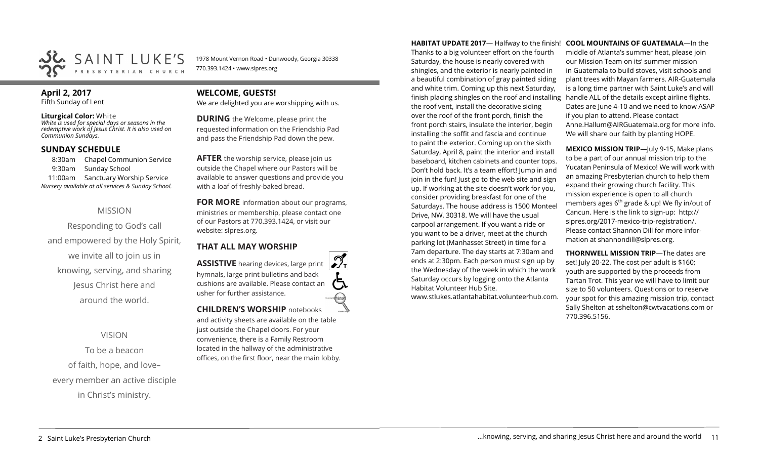SAINT LUKE'S PRESBYTERIAN CHURCH

1978 Mount Vernon Road • Dunwoody, Georgia 30338
770.393.1424 • www.slpres.org

**April 2, 2017**
Fifth Sunday of Lent

**Liturgical Color:** White
*White is used for special days or seasons in the redemptive work of Jesus Christ. It is also used on Communion Sundays.*

## SUNDAY SCHEDULE

8:30am Chapel Communion Service
9:30am Sunday School
11:00am Sanctuary Worship Service
*Nursery available at all services & Sunday School.*

MISSION

Responding to God's call and empowered by the Holy Spirit, we invite all to join us in knowing, serving, and sharing Jesus Christ here and around the world.

VISION

To be a beacon of faith, hope, and love– every member an active disciple in Christ's ministry.

## WELCOME, GUESTS!

We are delighted you are worshipping with us.

**DURING** the Welcome, please print the requested information on the Friendship Pad and pass the Friendship Pad down the pew.

**AFTER** the worship service, please join us outside the Chapel where our Pastors will be available to answer questions and provide you with a loaf of freshly-baked bread.

**FOR MORE** information about our programs, ministries or membership, please contact one of our Pastors at 770.393.1424, or visit our website: slpres.org.

## THAT ALL MAY WORSHIP

**ASSISTIVE** hearing devices, large print hymnals, large print bulletins and back cushions are available. Please contact an usher for further assistance.

**CHILDREN'S WORSHIP** notebooks and activity sheets are available on the table just outside the Chapel doors. For your convenience, there is a Family Restroom located in the hallway of the administrative offices, on the first floor, near the main lobby.

**HABITAT UPDATE 2017**— Halfway to the finish! Thanks to a big volunteer effort on the fourth Saturday, the house is nearly covered with shingles, and the exterior is nearly painted in a beautiful combination of gray painted siding and white trim. Coming up this next Saturday, finish placing shingles on the roof and installing the roof vent, install the decorative siding over the roof of the front porch, finish the front porch stairs, insulate the interior, begin installing the soffit and fascia and continue to paint the exterior. Coming up on the sixth Saturday, April 8, paint the interior and install baseboard, kitchen cabinets and counter tops. Don't hold back. It's a team effort! Jump in and join in the fun! Just go to the web site and sign up. If working at the site doesn't work for you, consider providing breakfast for one of the Saturdays. The house address is 1500 Monteel Drive, NW, 30318. We will have the usual carpool arrangement. If you want a ride or you want to be a driver, meet at the church parking lot (Manhasset Street) in time for a 7am departure. The day starts at 7:30am and ends at 2:30pm. Each person must sign up by the Wednesday of the week in which the work Saturday occurs by logging onto the Atlanta Habitat Volunteer Hub Site. www.stlukes.atlantahabitat.volunteerhub.com.

**COOL MOUNTAINS OF GUATEMALA**—In the middle of Atlanta's summer heat, please join our Mission Team on its' summer mission in Guatemala to build stoves, visit schools and plant trees with Mayan farmers. AIR-Guatemala is a long time partner with Saint Luke's and will handle ALL of the details except airline flights. Dates are June 4-10 and we need to know ASAP if you plan to attend. Please contact Anne.Hallum@AIRGuatemala.org for more info. We will share our faith by planting HOPE.

**MEXICO MISSION TRIP**—July 9-15, Make plans to be a part of our annual mission trip to the Yucatan Peninsula of Mexico! We will work with an amazing Presbyterian church to help them expand their growing church facility. This mission experience is open to all church members ages 6th grade & up! We fly in/out of Cancun. Here is the link to sign-up: http://slpres.org/2017-mexico-trip-registration/. Please contact Shannon Dill for more information at shannondill@slpres.org.

**THORNWELL MISSION TRIP**—The dates are set! July 20-22. The cost per adult is $160; youth are supported by the proceeds from Tartan Trot. This year we will have to limit our size to 50 volunteers. Questions or to reserve your spot for this amazing mission trip, contact Sally Shelton at sshelton@cwtvacations.com or 770.396.5156.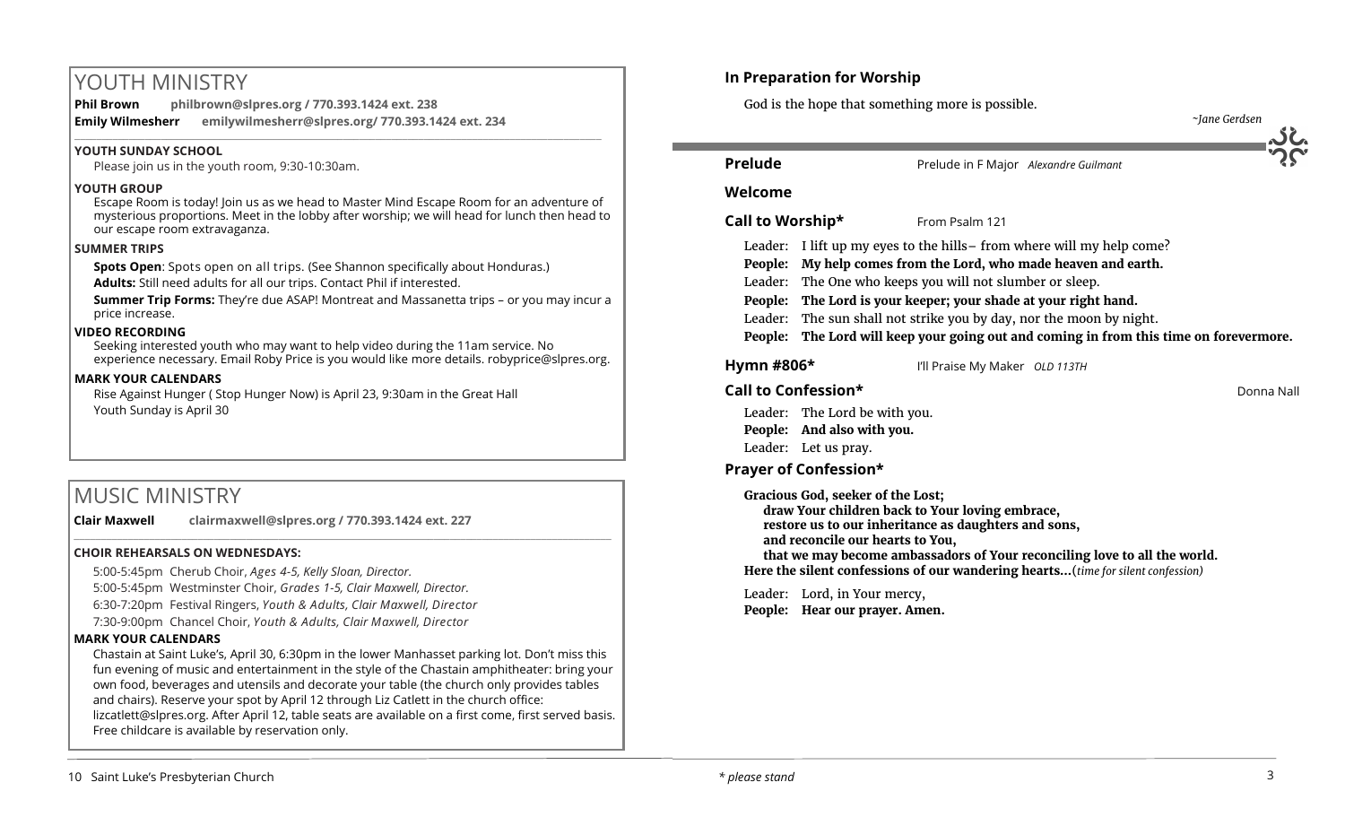# YOUTH MINISTRY

**Phil Brown** **philbrown@slpres.org / 770.393.1424 ext. 238**
**Emily Wilmesherr** **emilywilmesherr@slpres.org/ 770.393.1424 ext. 234**

### YOUTH SUNDAY SCHOOL

Please join us in the youth room, 9:30-10:30am.

### YOUTH GROUP

Escape Room is today! Join us as we head to Master Mind Escape Room for an adventure of mysterious proportions. Meet in the lobby after worship; we will head for lunch then head to our escape room extravaganza.

### SUMMER TRIPS

**Spots Open**: Spots open on all trips. (See Shannon specifically about Honduras.)

**Adults:** Still need adults for all our trips. Contact Phil if interested.

**Summer Trip Forms:** They're due ASAP! Montreat and Massanetta trips – or you may incur a price increase.

### VIDEO RECORDING

Seeking interested youth who may want to help video during the 11am service. No experience necessary. Email Roby Price is you would like more details. robyprice@slpres.org.

### MARK YOUR CALENDARS

Rise Against Hunger ( Stop Hunger Now) is April 23, 9:30am in the Great Hall

Youth Sunday is April 30

# MUSIC MINISTRY

**Clair Maxwell** **clairmaxwell@slpres.org / 770.393.1424 ext. 227**

### CHOIR REHEARSALS ON WEDNESDAYS:

5:00-5:45pm Cherub Choir, *Ages 4-5, Kelly Sloan, Director.*

5:00-5:45pm Westminster Choir, *Grades 1-5, Clair Maxwell, Director.*

6:30-7:20pm Festival Ringers, *Youth & Adults, Clair Maxwell, Director*

7:30-9:00pm Chancel Choir, *Youth & Adults, Clair Maxwell, Director*

### MARK YOUR CALENDARS

Chastain at Saint Luke's, April 30, 6:30pm in the lower Manhasset parking lot. Don't miss this fun evening of music and entertainment in the style of the Chastain amphitheater: bring your own food, beverages and utensils and decorate your table (the church only provides tables and chairs). Reserve your spot by April 12 through Liz Catlett in the church office: lizcatlett@slpres.org. After April 12, table seats are available on a first come, first served basis. Free childcare is available by reservation only.

## In Preparation for Worship

God is the hope that something more is possible.

*~Jane Gerdsen*

**Prelude** Prelude in F Major *Alexandre Guilmant*

**Welcome**

**Call to Worship*** From Psalm 121

Leader: I lift up my eyes to the hills– from where will my help come?
**People: My help comes from the Lord, who made heaven and earth.**
Leader: The One who keeps you will not slumber or sleep.
**People: The Lord is your keeper; your shade at your right hand.**
Leader: The sun shall not strike you by day, nor the moon by night.
**People: The Lord will keep your going out and coming in from this time on forevermore.**

**Hymn #806*** I'll Praise My Maker *OLD 113TH*

**Call to Confession*** Donna Nall

Leader: The Lord be with you.
**People: And also with you.**
Leader: Let us pray.

**Prayer of Confession***

**Gracious God, seeker of the Lost;**
**draw Your children back to Your loving embrace,**
**restore us to our inheritance as daughters and sons,**
**and reconcile our hearts to You,**
**that we may become ambassadors of Your reconciling love to all the world.**
**Here the silent confessions of our wandering hearts...**(*time for silent confession)*

Leader: Lord, in Your mercy,
**People: Hear our prayer. Amen.**

*\* please stand*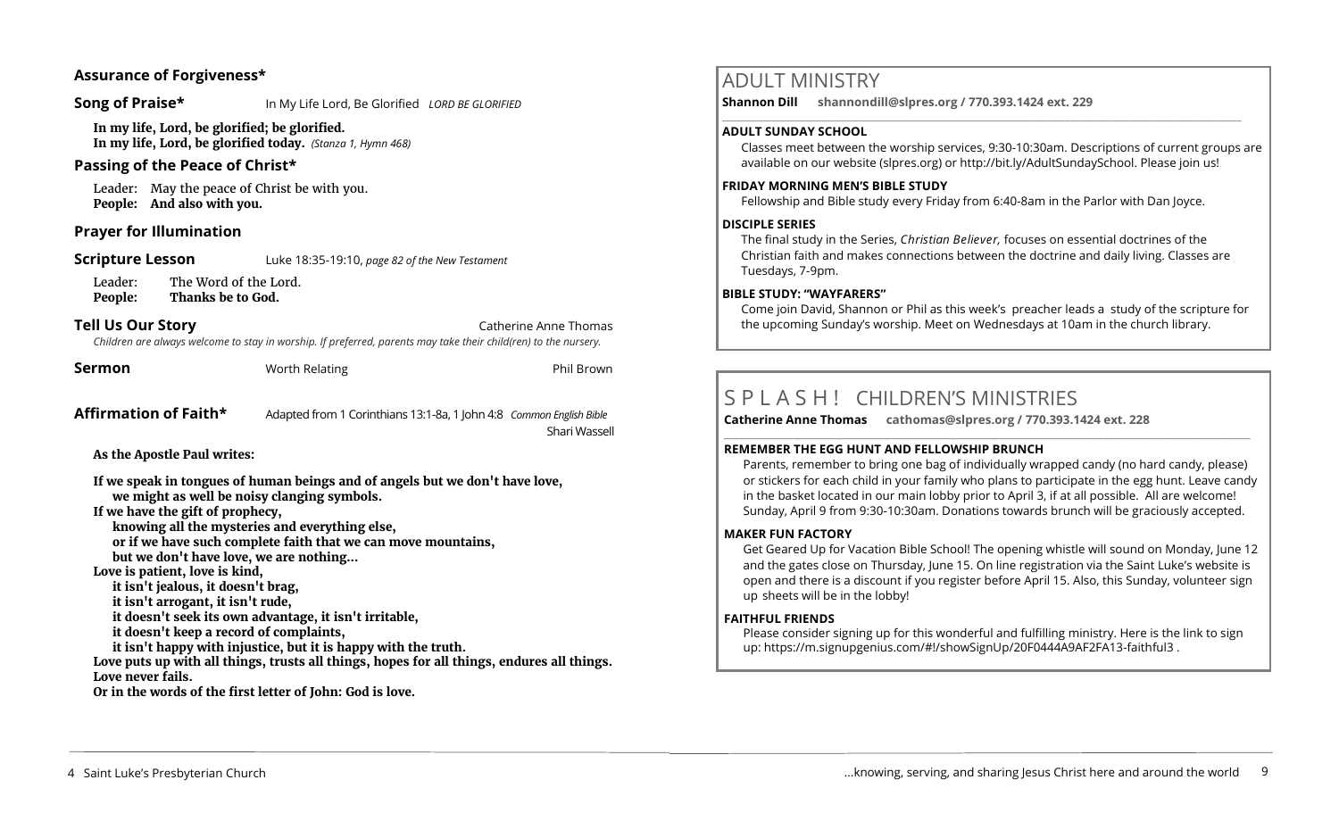## Assurance of Forgiveness*

**Song of Praise*** In My Life Lord, Be Glorified *LORD BE GLORIFIED*

**In my life, Lord, be glorified; be glorified.**
**In my life, Lord, be glorified today.** *(Stanza 1, Hymn 468)*

## Passing of the Peace of Christ*

Leader: May the peace of Christ be with you.
**People: And also with you.**

## Prayer for Illumination

**Scripture Lesson** Luke 18:35-19:10, *page 82 of the New Testament*

Leader: The Word of the Lord.
**People: Thanks be to God.**

**Tell Us Our Story** Catherine Anne Thomas

*Children are always welcome to stay in worship. If preferred, parents may take their child(ren) to the nursery.*

**Sermon** Worth Relating Phil Brown

**Affirmation of Faith*** Adapted from 1 Corinthians 13:1-8a, 1 John 4:8 *Common English Bible* Shari Wassell

**As the Apostle Paul writes:**

**If we speak in tongues of human beings and of angels but we don't have love,**
**we might as well be noisy clanging symbols.**
**If we have the gift of prophecy,**
**knowing all the mysteries and everything else,**
**or if we have such complete faith that we can move mountains,**
**but we don't have love, we are nothing...**
**Love is patient, love is kind,**
**it isn't jealous, it doesn't brag,**
**it isn't arrogant, it isn't rude,**
**it doesn't seek its own advantage, it isn't irritable,**
**it doesn't keep a record of complaints,**
**it isn't happy with injustice, but it is happy with the truth.**
**Love puts up with all things, trusts all things, hopes for all things, endures all things.**
**Love never fails.**
**Or in the words of the first letter of John: God is love.**

# ADULT MINISTRY

**Shannon Dill shannondill@slpres.org / 770.393.1424 ext. 229**

### ADULT SUNDAY SCHOOL

Classes meet between the worship services, 9:30-10:30am. Descriptions of current groups are available on our website (slpres.org) or http://bit.ly/AdultSundaySchool. Please join us!

### FRIDAY MORNING MEN'S BIBLE STUDY

Fellowship and Bible study every Friday from 6:40-8am in the Parlor with Dan Joyce.

### DISCIPLE SERIES

The final study in the Series, *Christian Believer,* focuses on essential doctrines of the Christian faith and makes connections between the doctrine and daily living. Classes are Tuesdays, 7-9pm.

### BIBLE STUDY: "WAYFARERS"

Come join David, Shannon or Phil as this week's preacher leads a study of the scripture for the upcoming Sunday's worship. Meet on Wednesdays at 10am in the church library.

# S P L A S H ! CHILDREN'S MINISTRIES

**Catherine Anne Thomas cathomas@slpres.org / 770.393.1424 ext. 228**

### REMEMBER THE EGG HUNT AND FELLOWSHIP BRUNCH

Parents, remember to bring one bag of individually wrapped candy (no hard candy, please) or stickers for each child in your family who plans to participate in the egg hunt. Leave candy in the basket located in our main lobby prior to April 3, if at all possible. All are welcome! Sunday, April 9 from 9:30-10:30am. Donations towards brunch will be graciously accepted.

### MAKER FUN FACTORY

Get Geared Up for Vacation Bible School! The opening whistle will sound on Monday, June 12 and the gates close on Thursday, June 15. On line registration via the Saint Luke's website is open and there is a discount if you register before April 15. Also, this Sunday, volunteer sign up sheets will be in the lobby!

### FAITHFUL FRIENDS

Please consider signing up for this wonderful and fulfilling ministry. Here is the link to sign up: https://m.signupgenius.com/#!/showSignUp/20F0444A9AF2FA13-faithful3 .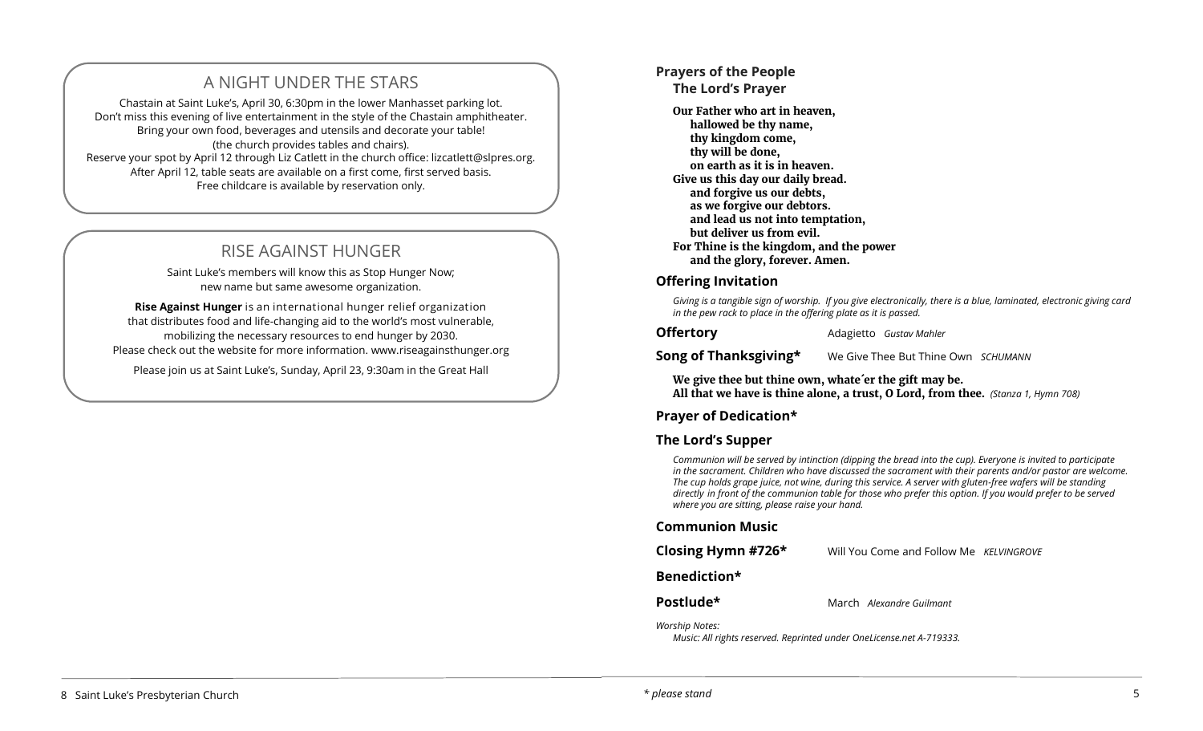## A NIGHT UNDER THE STARS

Chastain at Saint Luke's, April 30, 6:30pm in the lower Manhasset parking lot.
Don't miss this evening of live entertainment in the style of the Chastain amphitheater.
Bring your own food, beverages and utensils and decorate your table!
(the church provides tables and chairs).
Reserve your spot by April 12 through Liz Catlett in the church office: lizcatlett@slpres.org.
After April 12, table seats are available on a first come, first served basis.
Free childcare is available by reservation only.

## RISE AGAINST HUNGER

Saint Luke's members will know this as Stop Hunger Now;
new name but same awesome organization.

**Rise Against Hunger** is an international hunger relief organization
that distributes food and life-changing aid to the world's most vulnerable,
mobilizing the necessary resources to end hunger by 2030.
Please check out the website for more information. www.riseagainsthunger.org

Please join us at Saint Luke's, Sunday, April 23, 9:30am in the Great Hall

**Prayers of the People**

**The Lord's Prayer**

**Our Father who art in heaven,**
**hallowed be thy name,**
**thy kingdom come,**
**thy will be done,**
**on earth as it is in heaven.**
**Give us this day our daily bread.**
**and forgive us our debts,**
**as we forgive our debtors.**
**and lead us not into temptation,**
**but deliver us from evil.**
**For Thine is the kingdom, and the power**
**and the glory, forever. Amen.**

**Offering Invitation**

*Giving is a tangible sign of worship. If you give electronically, there is a blue, laminated, electronic giving card in the pew rack to place in the offering plate as it is passed.*

**Offertory** Adagietto *Gustav Mahler*

**Song of Thanksgiving*** We Give Thee But Thine Own *SCHUMANN*

**We give thee but thine own, whate´er the gift may be.**
**All that we have is thine alone, a trust, O Lord, from thee.** *(Stanza 1, Hymn 708)*

**Prayer of Dedication***

**The Lord's Supper**

*Communion will be served by intinction (dipping the bread into the cup). Everyone is invited to participate in the sacrament. Children who have discussed the sacrament with their parents and/or pastor are welcome. The cup holds grape juice, not wine, during this service. A server with gluten-free wafers will be standing directly in front of the communion table for those who prefer this option. If you would prefer to be served where you are sitting, please raise your hand.*

**Communion Music**

**Closing Hymn #726*** Will You Come and Follow Me *KELVINGROVE*

**Benediction***

**Postlude*** March *Alexandre Guilmant*

*Worship Notes:*
*Music: All rights reserved. Reprinted under OneLicense.net A-719333.*

*\* please stand*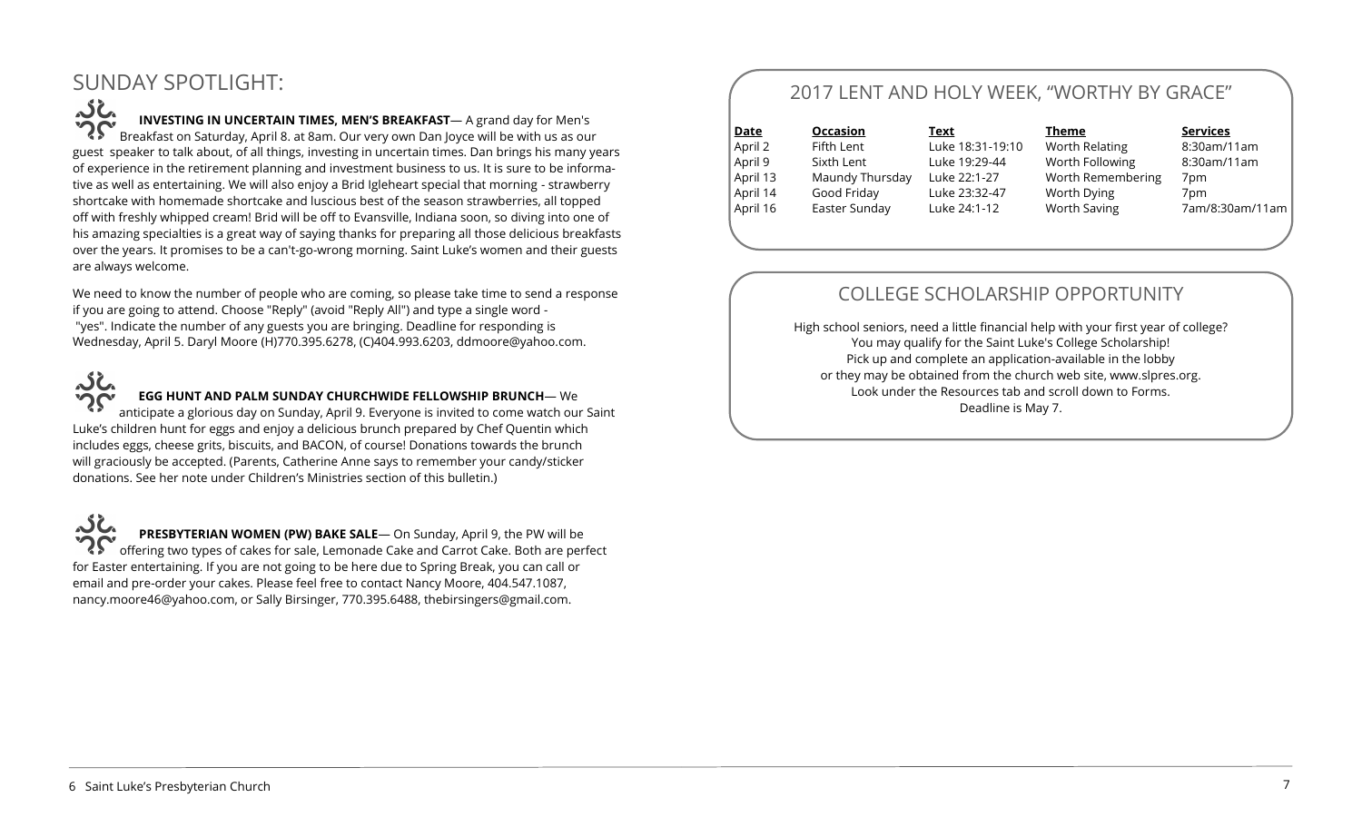## SUNDAY SPOTLIGHT:

**INVESTING IN UNCERTAIN TIMES, MEN'S BREAKFAST**— A grand day for Men's Breakfast on Saturday, April 8. at 8am. Our very own Dan Joyce will be with us as our guest speaker to talk about, of all things, investing in uncertain times. Dan brings his many years of experience in the retirement planning and investment business to us. It is sure to be informative as well as entertaining. We will also enjoy a Brid Igleheart special that morning - strawberry shortcake with homemade shortcake and luscious best of the season strawberries, all topped off with freshly whipped cream! Brid will be off to Evansville, Indiana soon, so diving into one of his amazing specialties is a great way of saying thanks for preparing all those delicious breakfasts over the years. It promises to be a can't-go-wrong morning. Saint Luke's women and their guests are always welcome.

We need to know the number of people who are coming, so please take time to send a response if you are going to attend. Choose "Reply" (avoid "Reply All") and type a single word - "yes". Indicate the number of any guests you are bringing. Deadline for responding is Wednesday, April 5. Daryl Moore (H)770.395.6278, (C)404.993.6203, ddmoore@yahoo.com.

**EGG HUNT AND PALM SUNDAY CHURCHWIDE FELLOWSHIP BRUNCH**— We anticipate a glorious day on Sunday, April 9. Everyone is invited to come watch our Saint Luke's children hunt for eggs and enjoy a delicious brunch prepared by Chef Quentin which includes eggs, cheese grits, biscuits, and BACON, of course! Donations towards the brunch will graciously be accepted. (Parents, Catherine Anne says to remember your candy/sticker donations. See her note under Children's Ministries section of this bulletin.)

**PRESBYTERIAN WOMEN (PW) BAKE SALE**— On Sunday, April 9, the PW will be offering two types of cakes for sale, Lemonade Cake and Carrot Cake. Both are perfect for Easter entertaining. If you are not going to be here due to Spring Break, you can call or email and pre-order your cakes. Please feel free to contact Nancy Moore, 404.547.1087, nancy.moore46@yahoo.com, or Sally Birsinger, 770.395.6488, thebirsingers@gmail.com.

## 2017 LENT AND HOLY WEEK, "WORTHY BY GRACE"

| Date | Occasion | Text | Theme | Services |
|---|---|---|---|---|
| April 2 | Fifth Lent | Luke 18:31-19:10 | Worth Relating | 8:30am/11am |
| April 9 | Sixth Lent | Luke 19:29-44 | Worth Following | 8:30am/11am |
| April 13 | Maundy Thursday | Luke 22:1-27 | Worth Remembering | 7pm |
| April 14 | Good Friday | Luke 23:32-47 | Worth Dying | 7pm |
| April 16 | Easter Sunday | Luke 24:1-12 | Worth Saving | 7am/8:30am/11am |

## COLLEGE SCHOLARSHIP OPPORTUNITY

High school seniors, need a little financial help with your first year of college?
You may qualify for the Saint Luke's College Scholarship!
Pick up and complete an application-available in the lobby
or they may be obtained from the church web site, www.slpres.org.
Look under the Resources tab and scroll down to Forms.
Deadline is May 7.